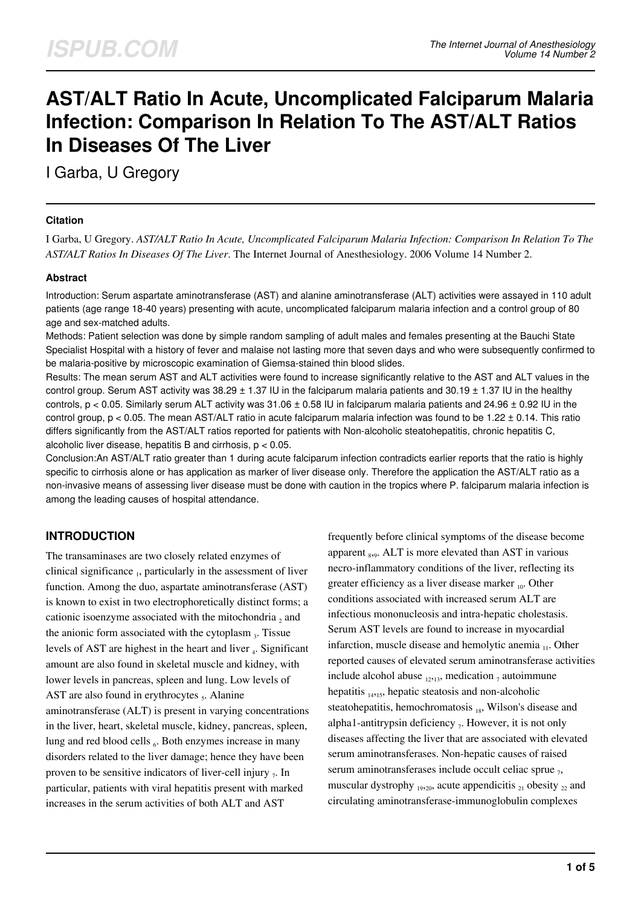# AST/ALT Ratio In Acute, Uncomplicated Falciparum Malaria Infection: Comparison In Relation To The AST/ALT Ratios In Diseases Of The Liver

I Garba, U Gregory

### Citation

I Garba, U Gregory. *AST/ALT Ratio In Acute, Uncomplicated Falciparum Malaria Infection: Comparison In Relation To The AST/ALT Ratios In Diseases Of The Liver*. The Internet Journal of Anesthesiology. 2006 Volume 14 Number 2.

### Abstract

Introduction: Serum aspartate aminotransferase (AST) and alanine aminotransferase (ALT) activities were assayed in 110 adult patients (age range 18-40 years) presenting with acute, uncomplicated falciparum malaria infection and a control group of 80 age and sex-matched adults.

Methods: Patient selection was done by simple random sampling of adult males and females presenting at the Bauchi State Specialist Hospital with a history of fever and malaise not lasting more that seven days and who were subsequently confirmed to be malaria-positive by microscopic examination of Giemsa-stained thin blood slides.

Results: The mean serum AST and ALT activities were found to increase significantly relative to the AST and ALT values in the control group. Serum AST activity was 38.29 ± 1.37 IU in the falciparum malaria patients and 30.19 ± 1.37 IU in the healthy controls, $p < 0.05$. Similarly serum ALT activity was 31.06 ± 0.58 IU in falciparum malaria patients and 24.96 ± 0.92 IU in the control group, $p < 0.05$. The mean AST/ALT ratio in acute falciparum malaria infection was found to be 1.22 ± 0.14. This ratio differs significantly from the AST/ALT ratios reported for patients with Non-alcoholic steatohepatitis, chronic hepatitis C, alcoholic liver disease, hepatitis B and cirrhosis, $p < 0.05$.

Conclusion:An AST/ALT ratio greater than 1 during acute falciparum infection contradicts earlier reports that the ratio is highly specific to cirrhosis alone or has application as marker of liver disease only. Therefore the application the AST/ALT ratio as a non-invasive means of assessing liver disease must be done with caution in the tropics where P. falciparum malaria infection is among the leading causes of hospital attendance.

## INTRODUCTION

The transaminases are two closely related enzymes of clinical significance [1], particularly in the assessment of liver function. Among the duo, aspartate aminotransferase (AST) is known to exist in two electrophoretically distinct forms; a cationic isoenzyme associated with the mitochondria [2] and the anionic form associated with the cytoplasm [3]. Tissue levels of AST are highest in the heart and liver [4]. Significant amount are also found in skeletal muscle and kidney, with lower levels in pancreas, spleen and lung. Low levels of AST are also found in erythrocytes [5]. Alanine aminotransferase (ALT) is present in varying concentrations in the liver, heart, skeletal muscle, kidney, pancreas, spleen, lung and red blood cells [6]. Both enzymes increase in many disorders related to the liver damage; hence they have been proven to be sensitive indicators of liver-cell injury [7]. In particular, patients with viral hepatitis present with marked increases in the serum activities of both ALT and AST frequently before clinical symptoms of the disease become apparent [8,9]. ALT is more elevated than AST in various necro-inflammatory conditions of the liver, reflecting its greater efficiency as a liver disease marker [10]. Other conditions associated with increased serum ALT are infectious mononucleosis and intra-hepatic cholestasis. Serum AST levels are found to increase in myocardial infarction, muscle disease and hemolytic anemia [11]. Other reported causes of elevated serum aminotransferase activities include alcohol abuse [12,13], medication [7] autoimmune hepatitis [14,15], hepatic steatosis and non-alcoholic steatohepatitis, hemochromatosis [18], Wilson's disease and alpha1-antitrypsin deficiency [7]. However, it is not only diseases affecting the liver that are associated with elevated serum aminotransferases. Non-hepatic causes of raised serum aminotransferases include occult celiac sprue [7], muscular dystrophy [19,20], acute appendicitis [21] obesity [22] and circulating aminotransferase-immunoglobulin complexes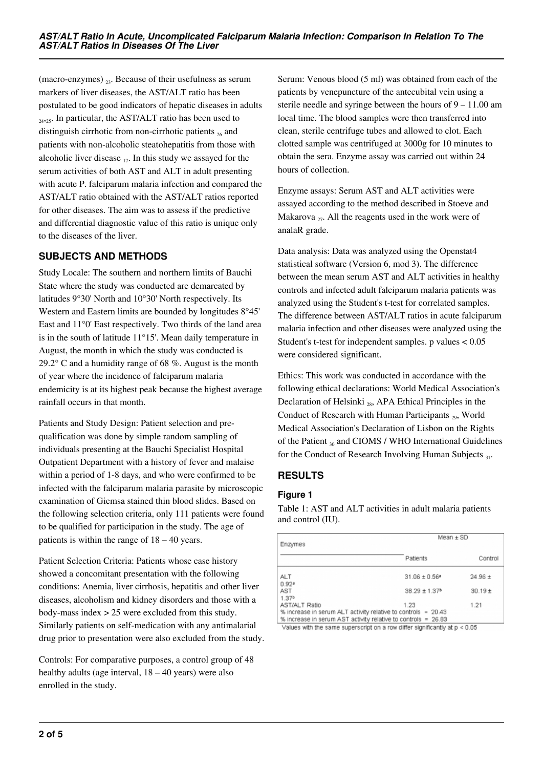(macro-enzymes) [23]. Because of their usefulness as serum markers of liver diseases, the AST/ALT ratio has been postulated to be good indicators of hepatic diseases in adults [24,25]. In particular, the AST/ALT ratio has been used to distinguish cirrhotic from non-cirrhotic patients [26] and patients with non-alcoholic steatohepatitis from those with alcoholic liver disease [17]. In this study we assayed for the serum activities of both AST and ALT in adult presenting with acute P. falciparum malaria infection and compared the AST/ALT ratio obtained with the AST/ALT ratios reported for other diseases. The aim was to assess if the predictive and differential diagnostic value of this ratio is unique only to the diseases of the liver.

## SUBJECTS AND METHODS

Study Locale: The southern and northern limits of Bauchi State where the study was conducted are demarcated by latitudes 9°30' North and 10°30' North respectively. Its Western and Eastern limits are bounded by longitudes 8°45' East and 11°0' East respectively. Two thirds of the land area is in the south of latitude 11°15'. Mean daily temperature in August, the month in which the study was conducted is 29.2° C and a humidity range of 68 %. August is the month of year where the incidence of falciparum malaria endemicity is at its highest peak because the highest average rainfall occurs in that month.

Patients and Study Design: Patient selection and pre-qualification was done by simple random sampling of individuals presenting at the Bauchi Specialist Hospital Outpatient Department with a history of fever and malaise within a period of 1-8 days, and who were confirmed to be infected with the falciparum malaria parasite by microscopic examination of Giemsa stained thin blood slides. Based on the following selection criteria, only 111 patients were found to be qualified for participation in the study. The age of patients is within the range of 18 – 40 years.

Patient Selection Criteria: Patients whose case history showed a concomitant presentation with the following conditions: Anemia, liver cirrhosis, hepatitis and other liver diseases, alcoholism and kidney disorders and those with a body-mass index > 25 were excluded from this study. Similarly patients on self-medication with any antimalarial drug prior to presentation were also excluded from the study.

Controls: For comparative purposes, a control group of 48 healthy adults (age interval, 18 – 40 years) were also enrolled in the study.

Serum: Venous blood (5 ml) was obtained from each of the patients by venepuncture of the antecubital vein using a sterile needle and syringe between the hours of 9 – 11.00 am local time. The blood samples were then transferred into clean, sterile centrifuge tubes and allowed to clot. Each clotted sample was centrifuged at 3000g for 10 minutes to obtain the sera. Enzyme assay was carried out within 24 hours of collection.

Enzyme assays: Serum AST and ALT activities were assayed according to the method described in Stoeve and Makarova [27]. All the reagents used in the work were of analaR grade.

Data analysis: Data was analyzed using the Openstat4 statistical software (Version 6, mod 3). The difference between the mean serum AST and ALT activities in healthy controls and infected adult falciparum malaria patients was analyzed using the Student's t-test for correlated samples. The difference between AST/ALT ratios in acute falciparum malaria infection and other diseases were analyzed using the Student's t-test for independent samples. p values < 0.05 were considered significant.

Ethics: This work was conducted in accordance with the following ethical declarations: World Medical Association's Declaration of Helsinki [28], APA Ethical Principles in the Conduct of Research with Human Participants [29], World Medical Association's Declaration of Lisbon on the Rights of the Patient [30] and CIOMS / WHO International Guidelines for the Conduct of Research Involving Human Subjects [31].

## RESULTS

### Figure 1

Table 1: AST and ALT activities in adult malaria patients and control (IU).

| Enzymes | Mean ± SD | |
|---|---|---|
| | Patients | Control |
| ALT | 31.06 ± 0.56[a] | 24.96 ± 0.92[a] |
| AST | 38.29 ± 1.37[b] | 30.19 ± 1.37[b] |
| AST/ALT Ratio | 1.23 | 1.21 |

% increase in serum ALT activity relative to controls = 20.43
% increase in serum AST activity relative to controls = 26.83

Values with the same superscript on a row differ significantly at $p < 0.05$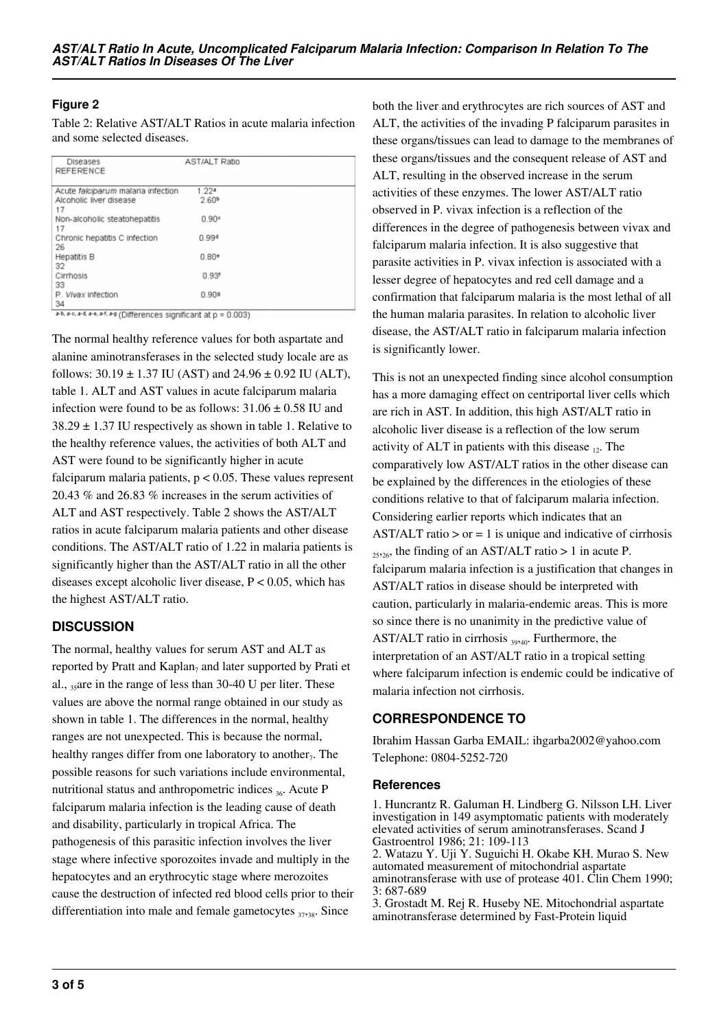### Figure 2

Table 2: Relative AST/ALT Ratios in acute malaria infection and some selected diseases.

| Diseases REFERENCE | AST/ALT Ratio |
|---|---|
| Acute *falciparum* malaria infection | 1.22[a] |
| Alcoholic liver disease 17 | 2.60[b] |
| Non-alcoholic steatohepatitis 17 | 0.90[c] |
| Chronic hepatitis C infection 26 | 0.99[d] |
| Hepatitis B 32 | 0.80[e] |
| Cirrhosis 33 | 0.93[f] |
| P. *Vivax* infection 34 | 0.90[g] |

a-b, a-c, a-d, a-e, a-f, a-g (Differences significant at p = 0.003)

The normal healthy reference values for both aspartate and alanine aminotransferases in the selected study locale are as follows: $30.19 \pm 1.37$ IU (AST) and $24.96 \pm 0.92$ IU (ALT), table 1. ALT and AST values in acute falciparum malaria infection were found to be as follows: $31.06 \pm 0.58$ IU and $38.29 \pm 1.37$ IU respectively as shown in table 1. Relative to the healthy reference values, the activities of both ALT and AST were found to be significantly higher in acute falciparum malaria patients, $p < 0.05$. These values represent 20.43 % and 26.83 % increases in the serum activities of ALT and AST respectively. Table 2 shows the AST/ALT ratios in acute falciparum malaria patients and other disease conditions. The AST/ALT ratio of 1.22 in malaria patients is significantly higher than the AST/ALT ratio in all the other diseases except alcoholic liver disease, $P < 0.05$, which has the highest AST/ALT ratio.

## DISCUSSION

The normal, healthy values for serum AST and ALT as reported by Pratt and Kaplan[7] and later supported by Prati et al., [35]are in the range of less than 30-40 U per liter. These values are above the normal range obtained in our study as shown in table 1. The differences in the normal, healthy ranges are not unexpected. This is because the normal, healthy ranges differ from one laboratory to another[7]. The possible reasons for such variations include environmental, nutritional status and anthropometric indices [36]. Acute P falciparum malaria infection is the leading cause of death and disability, particularly in tropical Africa. The pathogenesis of this parasitic infection involves the liver stage where infective sporozoites invade and multiply in the hepatocytes and an erythrocytic stage where merozoites cause the destruction of infected red blood cells prior to their differentiation into male and female gametocytes [37,38]. Since both the liver and erythrocytes are rich sources of AST and ALT, the activities of the invading P falciparum parasites in these organs/tissues can lead to damage to the membranes of these organs/tissues and the consequent release of AST and ALT, resulting in the observed increase in the serum activities of these enzymes. The lower AST/ALT ratio observed in P. vivax infection is a reflection of the differences in the degree of pathogenesis between vivax and falciparum malaria infection. It is also suggestive that parasite activities in P. vivax infection is associated with a lesser degree of hepatocytes and red cell damage and a confirmation that falciparum malaria is the most lethal of all the human malaria parasites. In relation to alcoholic liver disease, the AST/ALT ratio in falciparum malaria infection is significantly lower.

This is not an unexpected finding since alcohol consumption has a more damaging effect on centriportal liver cells which are rich in AST. In addition, this high AST/ALT ratio in alcoholic liver disease is a reflection of the low serum activity of ALT in patients with this disease [12]. The comparatively low AST/ALT ratios in the other disease can be explained by the differences in the etiologies of these conditions relative to that of falciparum malaria infection. Considering earlier reports which indicates that an AST/ALT ratio > or = 1 is unique and indicative of cirrhosis [25,26], the finding of an AST/ALT ratio > 1 in acute P. falciparum malaria infection is a justification that changes in AST/ALT ratios in disease should be interpreted with caution, particularly in malaria-endemic areas. This is more so since there is no unanimity in the predictive value of AST/ALT ratio in cirrhosis [39,40]. Furthermore, the interpretation of an AST/ALT ratio in a tropical setting where falciparum infection is endemic could be indicative of malaria infection not cirrhosis.

## CORRESPONDENCE TO

Ibrahim Hassan Garba EMAIL: ihgarba2002@yahoo.com
Telephone: 0804-5252-720

### References

1. Huncrantz R. Galuman H. Lindberg G. Nilsson LH. Liver investigation in 149 asymptomatic patients with moderately elevated activities of serum aminotransferases. Scand J Gastroentrol 1986; 21: 109-113
2. Watazu Y. Uji Y. Suguichi H. Okabe KH. Murao S. New automated measurement of mitochondrial aspartate aminotransferase with use of protease 401. Clin Chem 1990; 3: 687-689
3. Grostadt M. Rej R. Huseby NE. Mitochondrial aspartate aminotransferase determined by Fast-Protein liquid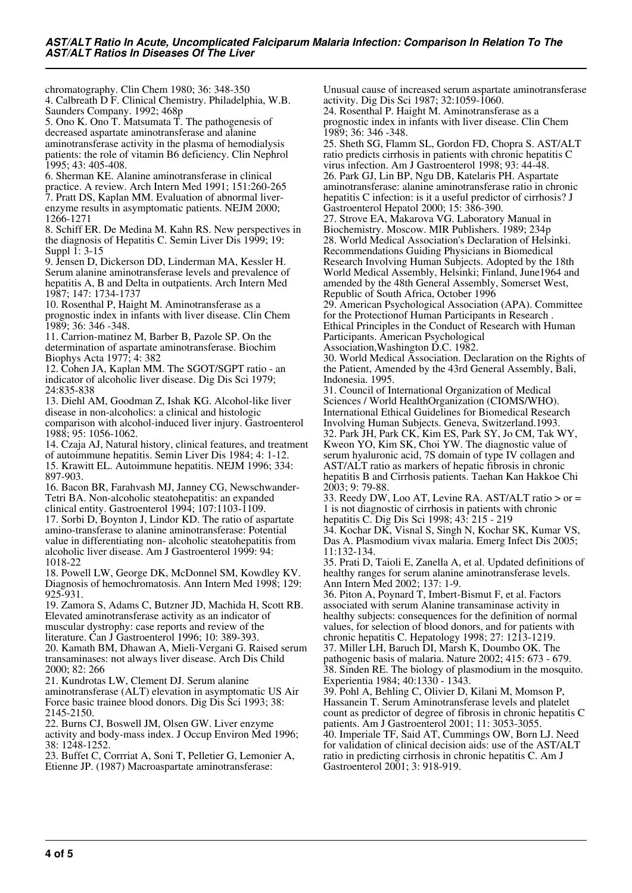chromatography. Clin Chem 1980; 36: 348-350

4. Calbreath D F. Clinical Chemistry. Philadelphia, W.B. Saunders Company. 1992; 468p

5. Ono K. Ono T. Matsumata T. The pathogenesis of decreased aspartate aminotransferase and alanine aminotransferase activity in the plasma of hemodialysis patients: the role of vitamin B6 deficiency. Clin Nephrol 1995; 43: 405-408.

6. Sherman KE. Alanine aminotransferase in clinical practice. A review. Arch Intern Med 1991; 151:260-265

7. Pratt DS, Kaplan MM. Evaluation of abnormal liver-enzyme results in asymptomatic patients. NEJM 2000; 1266-1271

8. Schiff ER. De Medina M. Kahn RS. New perspectives in the diagnosis of Hepatitis C. Semin Liver Dis 1999; 19: Suppl 1: 3-15

9. Jensen D, Dickerson DD, Linderman MA, Kessler H. Serum alanine aminotransferase levels and prevalence of hepatitis A, B and Delta in outpatients. Arch Intern Med 1987; 147: 1734-1737

10. Rosenthal P, Haight M. Aminotransferase as a prognostic index in infants with liver disease. Clin Chem 1989; 36: 346 -348.

11. Carrion-matinez M, Barber B, Pazole SP. On the determination of aspartate aminotransferase. Biochim Biophys Acta 1977; 4: 382

12. Cohen JA, Kaplan MM. The SGOT/SGPT ratio - an indicator of alcoholic liver disease. Dig Dis Sci 1979; 24:835-838

13. Diehl AM, Goodman Z, Ishak KG. Alcohol-like liver disease in non-alcoholics: a clinical and histologic comparison with alcohol-induced liver injury. Gastroenterol 1988; 95: 1056-1062.

14. Czaja AJ, Natural history, clinical features, and treatment of autoimmune hepatitis. Semin Liver Dis 1984; 4: 1-12.

15. Krawitt EL. Autoimmune hepatitis. NEJM 1996; 334: 897-903.

16. Bacon BR, Farahvash MJ, Janney CG, Newschwander-Tetri BA. Non-alcoholic steatohepatitis: an expanded clinical entity. Gastroenterol 1994; 107:1103-1109.

17. Sorbi D, Boynton J, Lindor KD. The ratio of aspartate amino-transferase to alanine aminotransferase: Potential value in differentiating non- alcoholic steatohepatitis from alcoholic liver disease. Am J Gastroenterol 1999: 94: 1018-22

18. Powell LW, George DK, McDonnel SM, Kowdley KV. Diagnosis of hemochromatosis. Ann Intern Med 1998; 129: 925-931.

19. Zamora S, Adams C, Butzner JD, Machida H, Scott RB. Elevated aminotransferase activity as an indicator of muscular dystrophy: case reports and review of the literature. Can J Gastroenterol 1996; 10: 389-393.

20. Kamath BM, Dhawan A, Mieli-Vergani G. Raised serum transaminases: not always liver disease. Arch Dis Child 2000; 82: 266

21. Kundrotas LW, Clement DJ. Serum alanine aminotransferase (ALT) elevation in asymptomatic US Air Force basic trainee blood donors. Dig Dis Sci 1993; 38: 2145-2150.

22. Burns CJ, Boswell JM, Olsen GW. Liver enzyme activity and body-mass index. J Occup Environ Med 1996; 38: 1248-1252.

23. Buffet C, Corrriat A, Soni T, Pelletier G, Lemonier A, Etienne JP. (1987) Macroaspartate aminotransferase: Unusual cause of increased serum aspartate aminotransferase activity. Dig Dis Sci 1987; 32:1059-1060.

24. Rosenthal P. Haight M. Aminotransferase as a prognostic index in infants with liver disease. Clin Chem 1989; 36: 346 -348.

25. Sheth SG, Flamm SL, Gordon FD, Chopra S. AST/ALT ratio predicts cirrhosis in patients with chronic hepatitis C virus infection. Am J Gastroenterol 1998; 93: 44-48.

26. Park GJ, Lin BP, Ngu DB, Katelaris PH. Aspartate aminotransferase: alanine aminotransferase ratio in chronic hepatitis C infection: is it a useful predictor of cirrhosis? J Gastroenterol Hepatol 2000; 15: 386-390.

27. Strove EA, Makarova VG. Laboratory Manual in Biochemistry. Moscow. MIR Publishers. 1989; 234p

28. World Medical Association's Declaration of Helsinki. Recommendations Guiding Physicians in Biomedical Research Involving Human Subjects. Adopted by the 18th World Medical Assembly, Helsinki; Finland, June1964 and amended by the 48th General Assembly, Somerset West, Republic of South Africa, October 1996

29. American Psychological Association (APA). Committee for the Protectionof Human Participants in Research . Ethical Principles in the Conduct of Research with Human Participants. American Psychological Association,Washington D.C. 1982.

30. World Medical Association. Declaration on the Rights of the Patient, Amended by the 43rd General Assembly, Bali, Indonesia. 1995.

31. Council of International Organization of Medical Sciences / World HealthOrganization (CIOMS/WHO). International Ethical Guidelines for Biomedical Research Involving Human Subjects. Geneva, Switzerland.1993.

32. Park JH, Park CK, Kim ES, Park SY, Jo CM, Tak WY, Kweon YO, Kim SK, Choi YW. The diagnostic value of serum hyaluronic acid, 7S domain of type IV collagen and AST/ALT ratio as markers of hepatic fibrosis in chronic hepatitis B and Cirrhosis patients. Taehan Kan Hakkoe Chi 2003; 9: 79-88.

33. Reedy DW, Loo AT, Levine RA. AST/ALT ratio > or = 1 is not diagnostic of cirrhosis in patients with chronic hepatitis C. Dig Dis Sci 1998; 43: 215 - 219

34. Kochar DK, Visnal S, Singh N, Kochar SK, Kumar VS, Das A. Plasmodium vivax malaria. Emerg Infect Dis 2005; 11:132-134.

35. Prati D, Taioli E, Zanella A, et al. Updated definitions of healthy ranges for serum alanine aminotransferase levels. Ann Intern Med 2002; 137: 1-9.

36. Piton A, Poynard T, Imbert-Bismut F, et al. Factors associated with serum Alanine transaminase activity in healthy subjects: consequences for the definition of normal values, for selection of blood donors, and for patients with chronic hepatitis C. Hepatology 1998; 27: 1213-1219.

37. Miller LH, Baruch DI, Marsh K, Doumbo OK. The pathogenic basis of malaria. Nature 2002; 415: 673 - 679.

38. Sinden RE. The biology of plasmodium in the mosquito. Experientia 1984; 40:1330 - 1343.

39. Pohl A, Behling C, Olivier D, Kilani M, Momson P, Hassanein T. Serum Aminotransferase levels and platelet count as predictor of degree of fibrosis in chronic hepatitis C patients. Am J Gastroenterol 2001; 11: 3053-3055.

40. Imperiale TF, Said AT, Cummings OW, Born LJ. Need for validation of clinical decision aids: use of the AST/ALT ratio in predicting cirrhosis in chronic hepatitis C. Am J Gastroenterol 2001; 3: 918-919.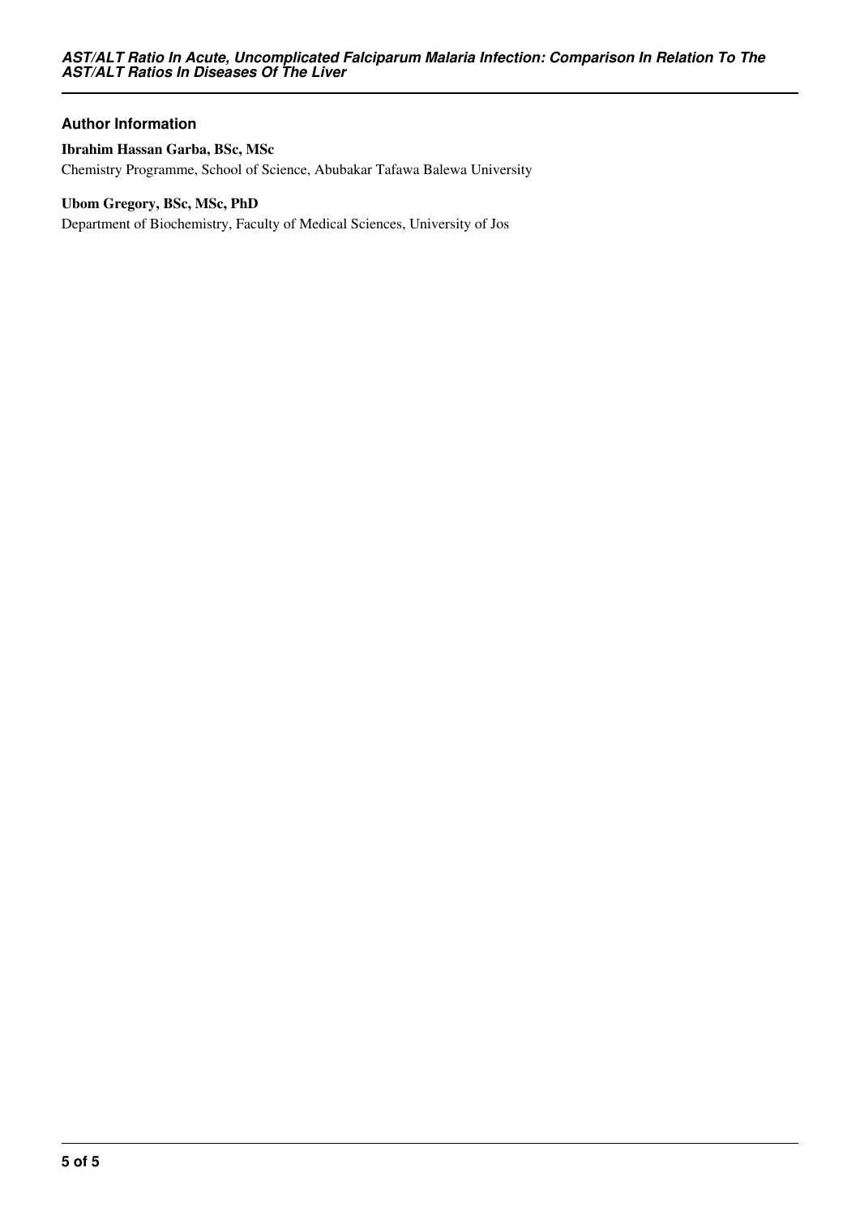### Author Information

**Ibrahim Hassan Garba, BSc, MSc**
Chemistry Programme, School of Science, Abubakar Tafawa Balewa University

**Ubom Gregory, BSc, MSc, PhD**
Department of Biochemistry, Faculty of Medical Sciences, University of Jos